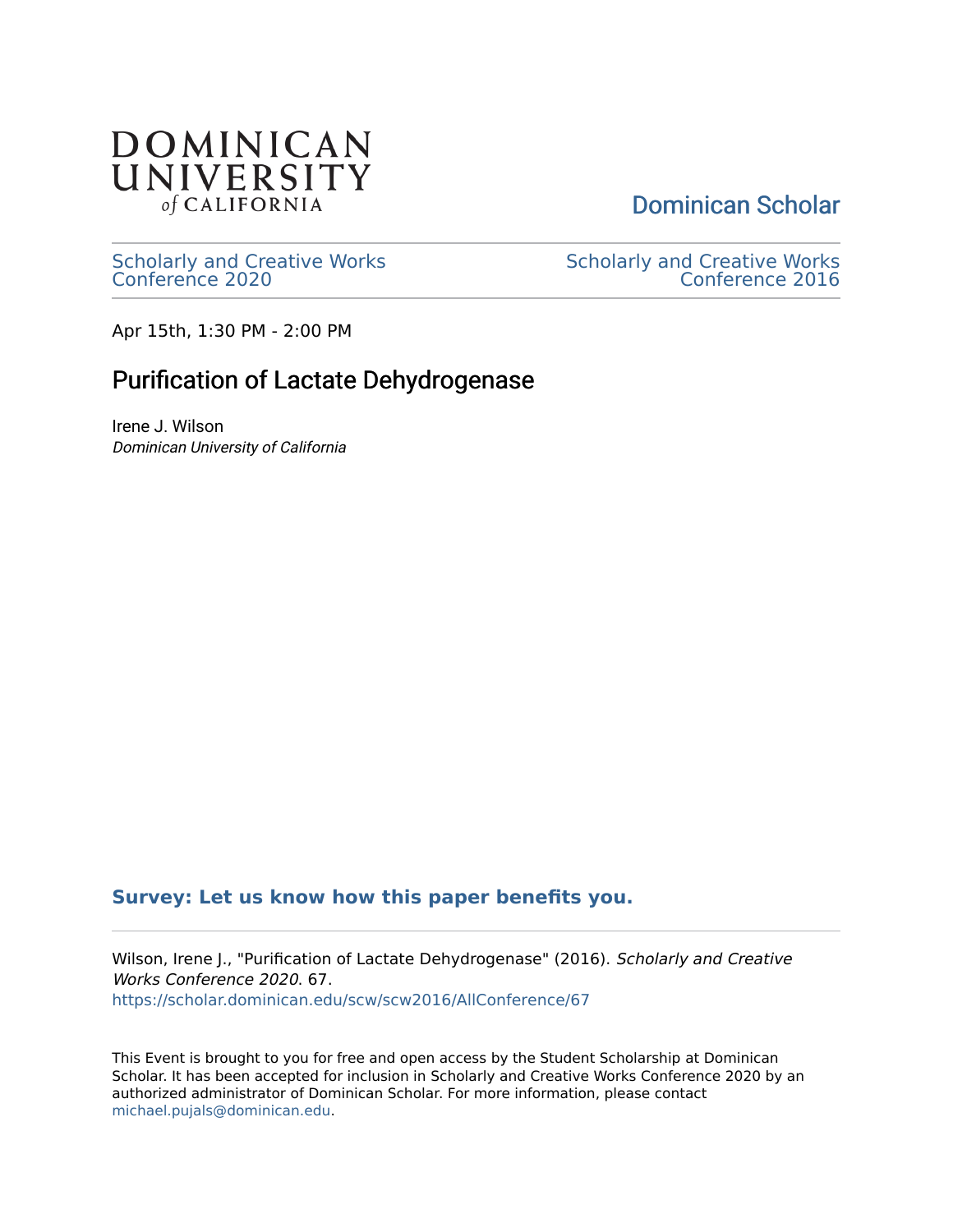DOMINICAN UNIVERSITY of CALIFORNIA

Dominican Scholar

Scholarly and Creative Works Conference 2020

Scholarly and Creative Works Conference 2016

Apr 15th, 1:30 PM - 2:00 PM

# Purification of Lactate Dehydrogenase

Irene J. Wilson
*Dominican University of California*

**Survey: Let us know how this paper benefits you.**

Wilson, Irene J., "Purification of Lactate Dehydrogenase" (2016). *Scholarly and Creative Works Conference 2020*. 67.
https://scholar.dominican.edu/scw/scw2016/AllConference/67

This Event is brought to you for free and open access by the Student Scholarship at Dominican Scholar. It has been accepted for inclusion in Scholarly and Creative Works Conference 2020 by an authorized administrator of Dominican Scholar. For more information, please contact michael.pujals@dominican.edu.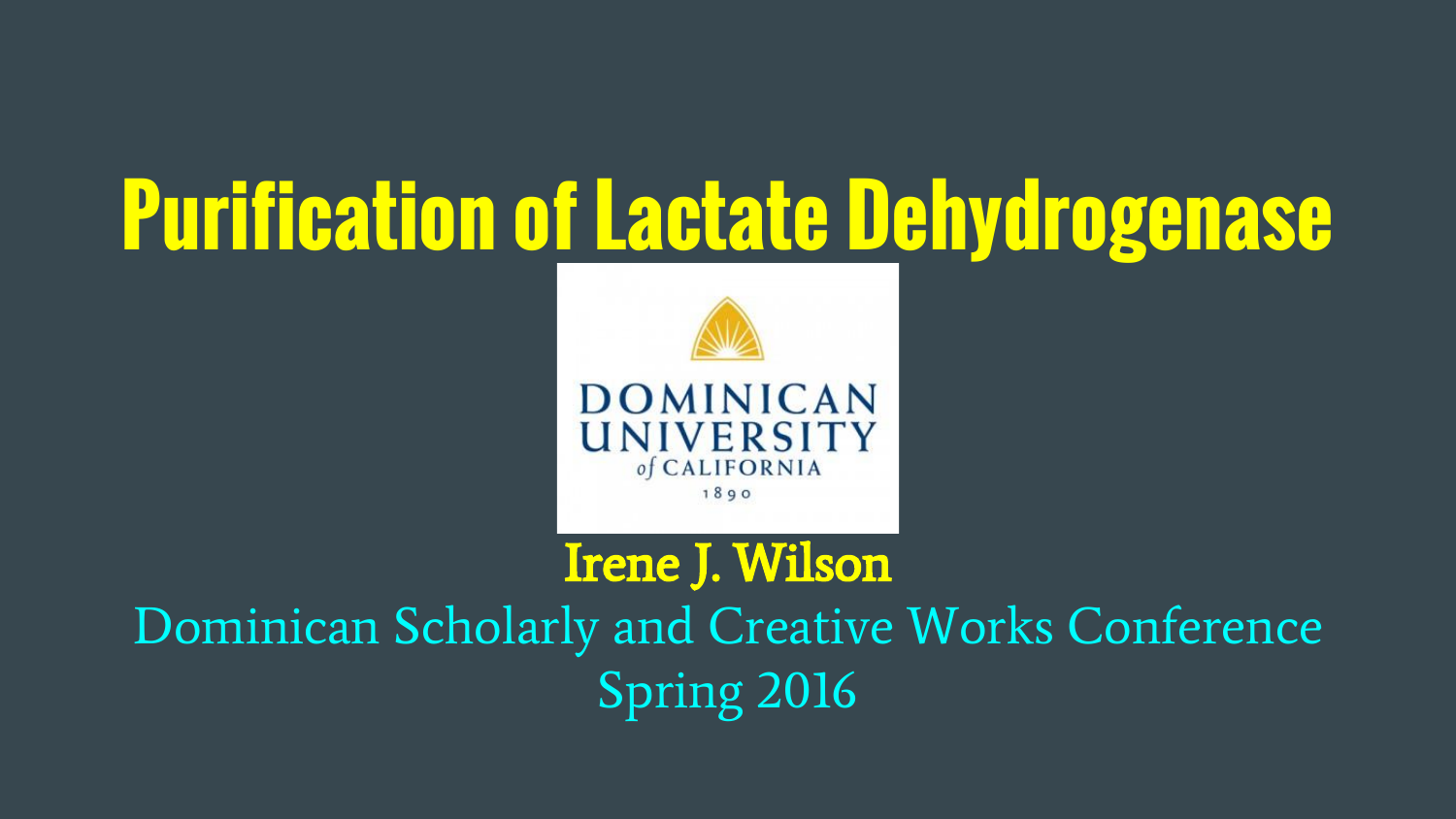# Purification of Lactate Dehydrogenase

DOMINICAN UNIVERSITY *of* CALIFORNIA 1890

**Irene J. Wilson**

Dominican Scholarly and Creative Works Conference

Spring 2016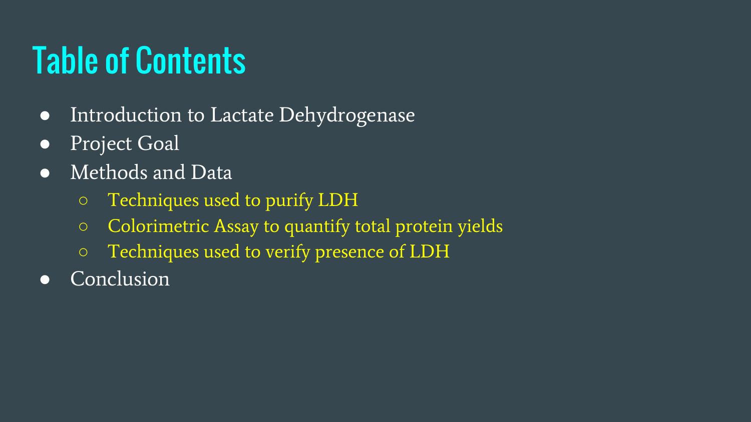# Table of Contents

- Introduction to Lactate Dehydrogenase
- Project Goal
- Methods and Data
  - Techniques used to purify LDH
  - Colorimetric Assay to quantify total protein yields
  - Techniques used to verify presence of LDH
- Conclusion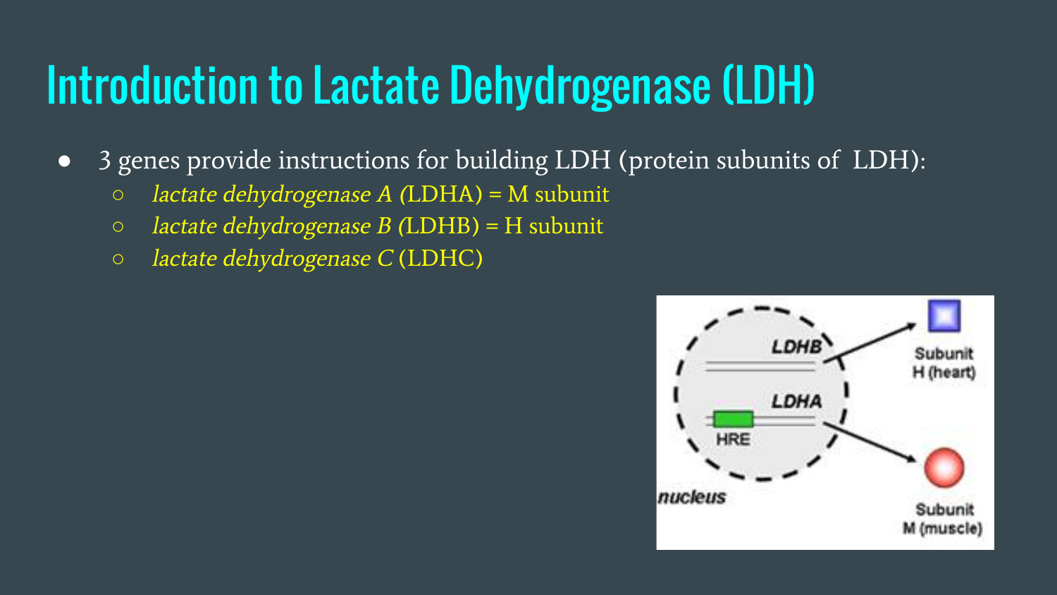# Introduction to Lactate Dehydrogenase (LDH)

- 3 genes provide instructions for building LDH (protein subunits of LDH):
  - *lactate dehydrogenase A* (LDHA) = M subunit
  - *lactate dehydrogenase B* (LDHB) = H subunit
  - *lactate dehydrogenase C* (LDHC)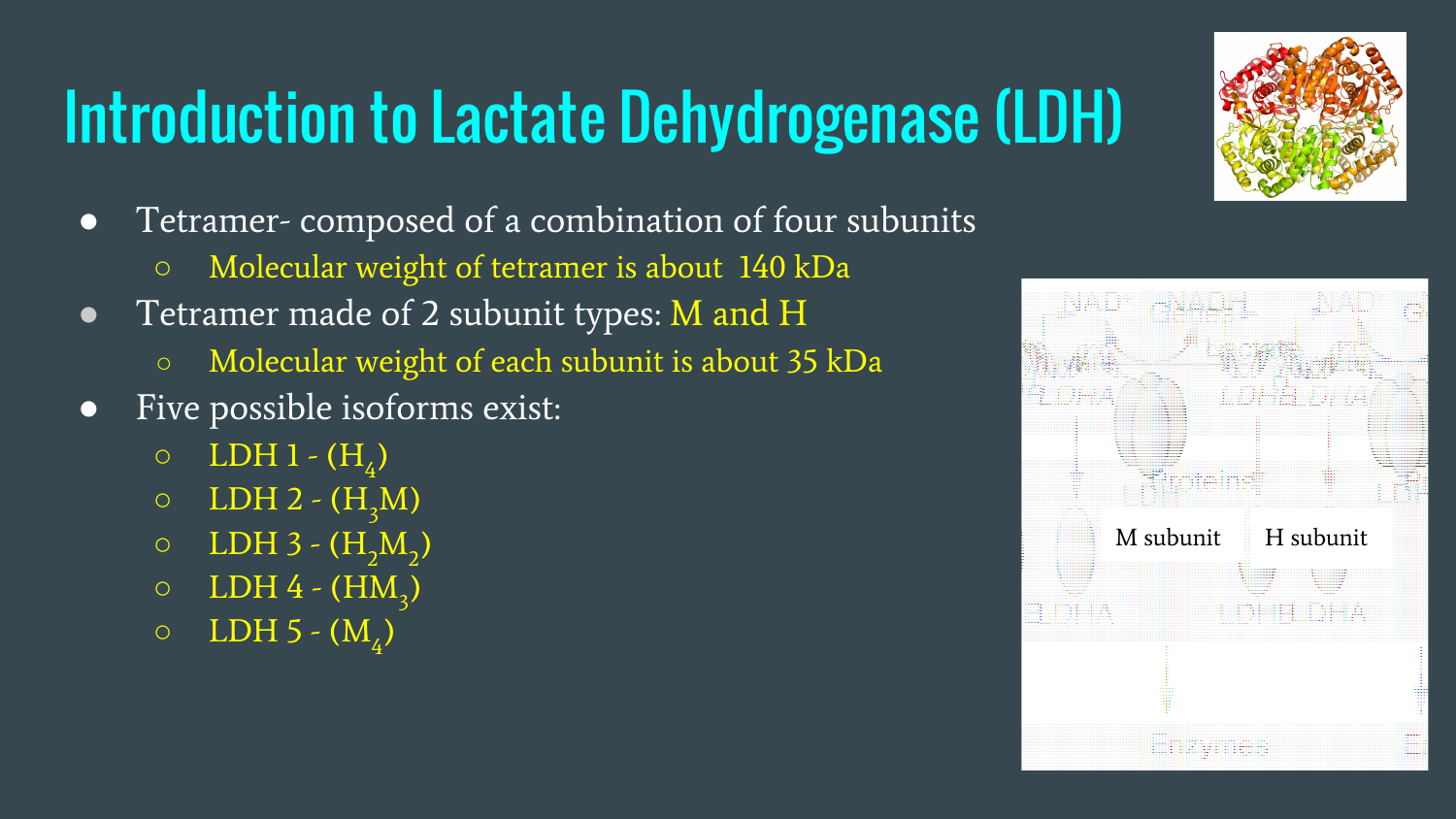# Introduction to Lactate Dehydrogenase (LDH)

- Tetramer- composed of a combination of four subunits
  - Molecular weight of tetramer is about 140 kDa
- Tetramer made of 2 subunit types: M and H
  - Molecular weight of each subunit is about 35 kDa
- Five possible isoforms exist:
  - LDH 1 - ($H_4$)
  - LDH 2 - ($H_3M$)
  - LDH 3 - ($H_2M_2$)
  - LDH 4 - ($HM_3$)
  - LDH 5 - ($M_4$)

M subunit

H subunit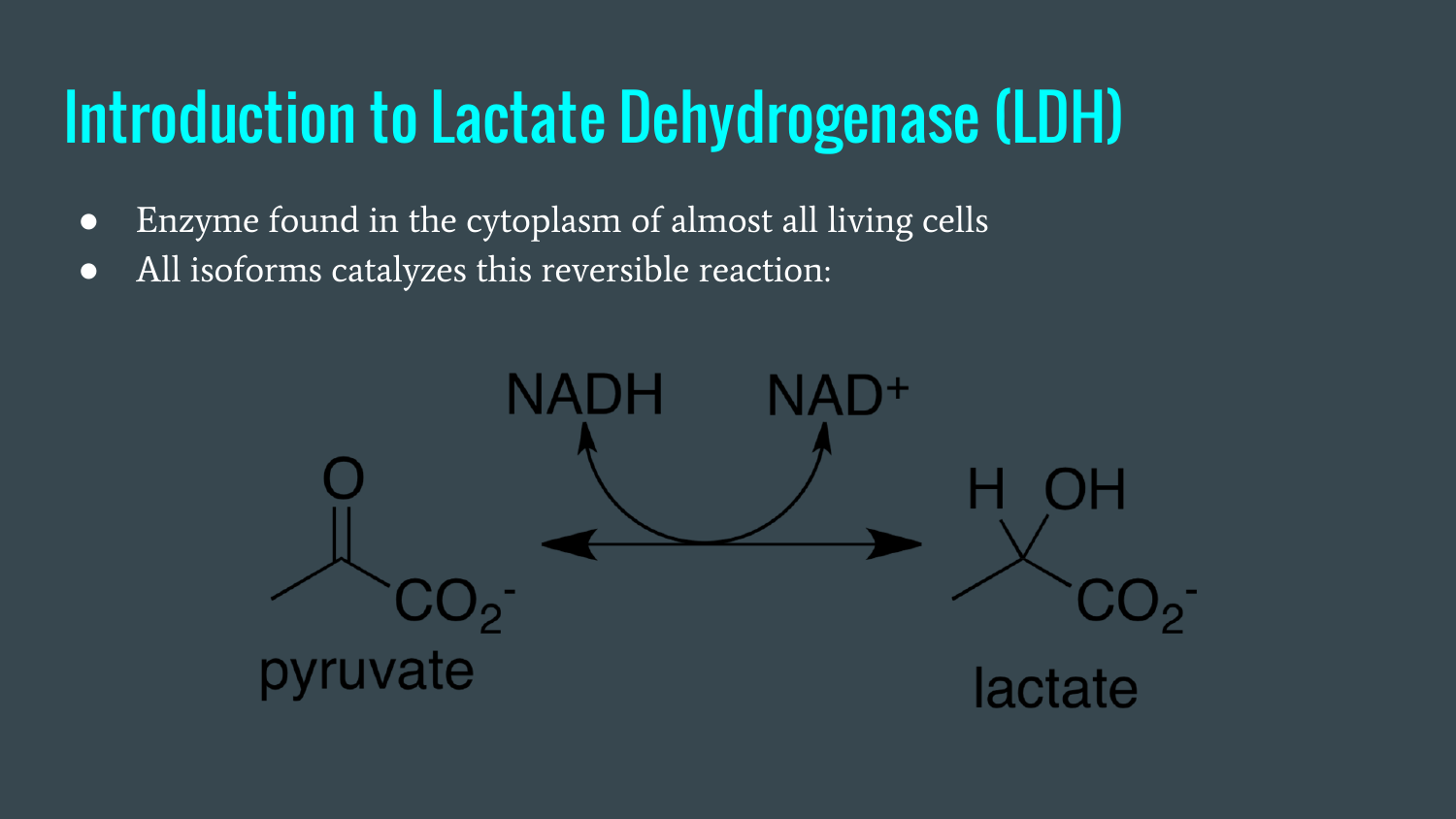# Introduction to Lactate Dehydrogenase (LDH)

- Enzyme found in the cytoplasm of almost all living cells
- All isoforms catalyzes this reversible reaction:

$$\text{pyruvate} + NADH \rightleftharpoons \text{lactate} + NAD^+$$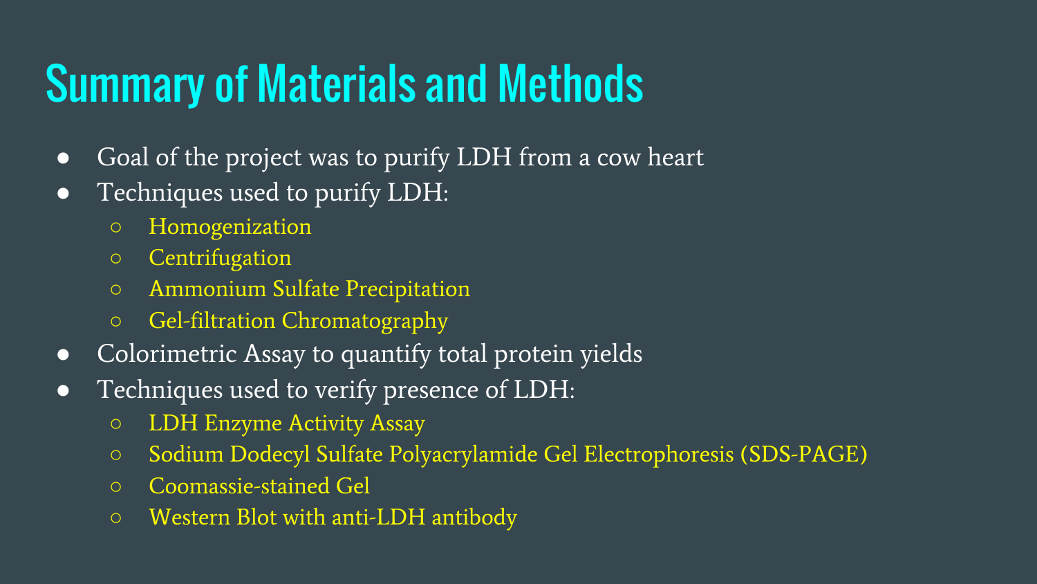# Summary of Materials and Methods

- Goal of the project was to purify LDH from a cow heart
- Techniques used to purify LDH:
  - Homogenization
  - Centrifugation
  - Ammonium Sulfate Precipitation
  - Gel-filtration Chromatography
- Colorimetric Assay to quantify total protein yields
- Techniques used to verify presence of LDH:
  - LDH Enzyme Activity Assay
  - Sodium Dodecyl Sulfate Polyacrylamide Gel Electrophoresis (SDS-PAGE)
  - Coomassie-stained Gel
  - Western Blot with anti-LDH antibody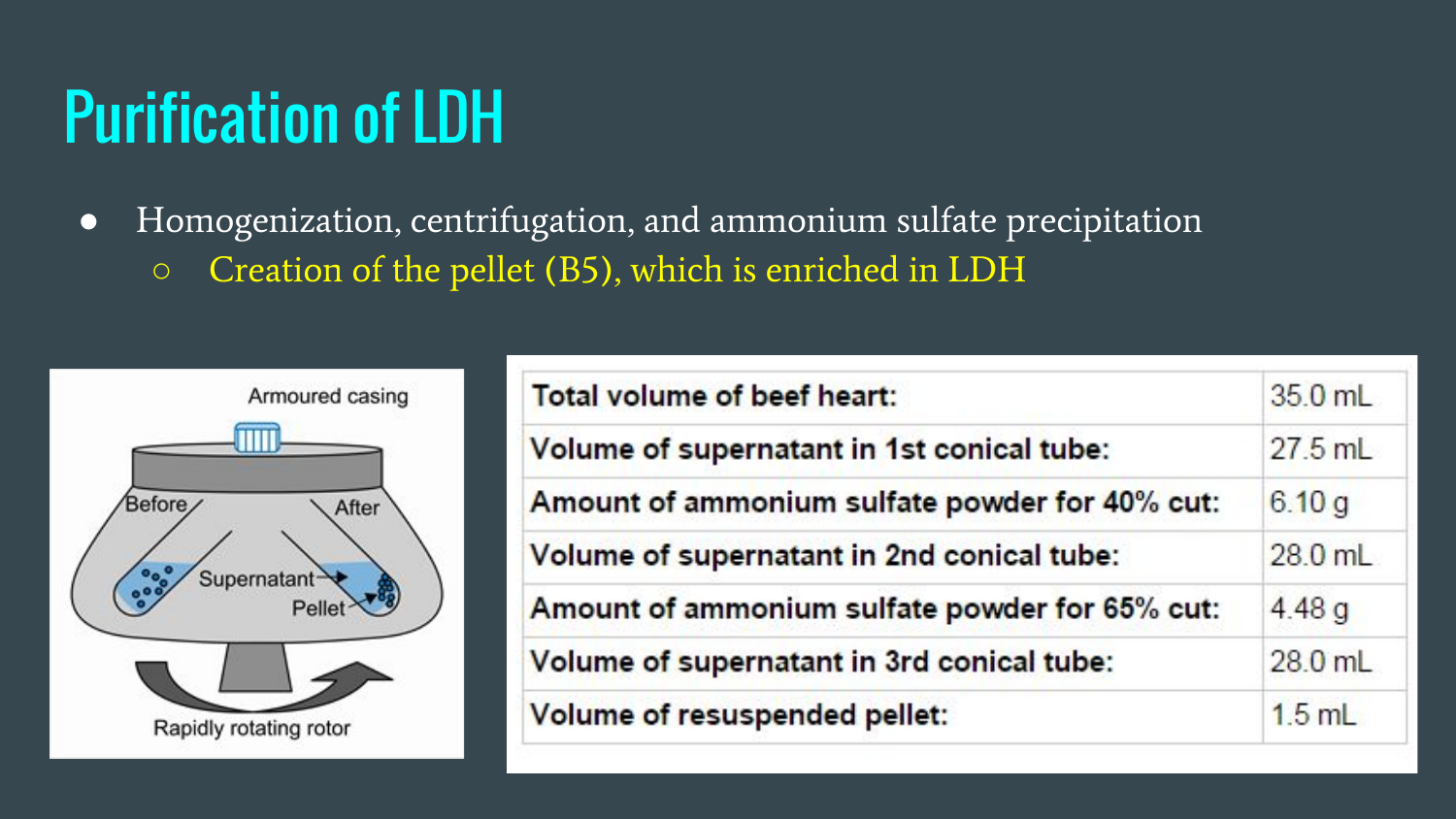# Purification of LDH

- Homogenization, centrifugation, and ammonium sulfate precipitation
  - Creation of the pellet (B5), which is enriched in LDH

| | |
|---|---|
| Total volume of beef heart: | 35.0 mL |
| Volume of supernatant in 1st conical tube: | 27.5 mL |
| Amount of ammonium sulfate powder for 40% cut: | 6.10 g |
| Volume of supernatant in 2nd conical tube: | 28.0 mL |
| Amount of ammonium sulfate powder for 65% cut: | 4.48 g |
| Volume of supernatant in 3rd conical tube: | 28.0 mL |
| Volume of resuspended pellet: | 1.5 mL |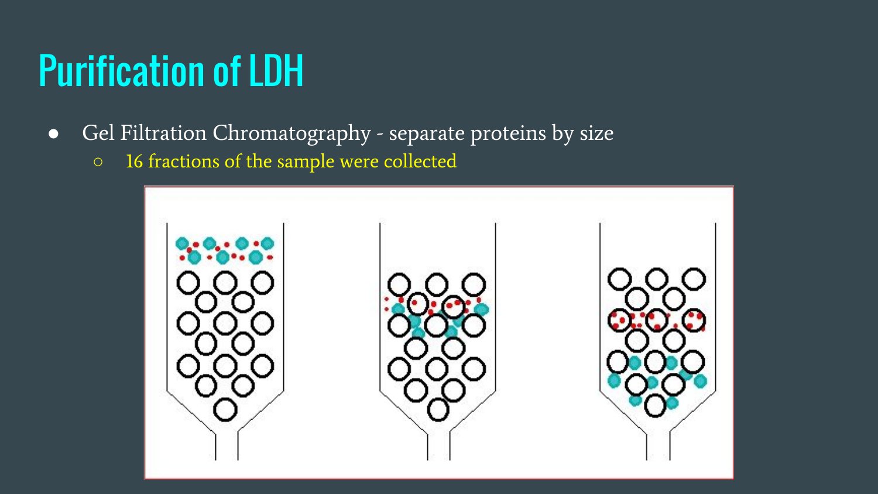# Purification of LDH

- Gel Filtration Chromatography - separate proteins by size
  - 16 fractions of the sample were collected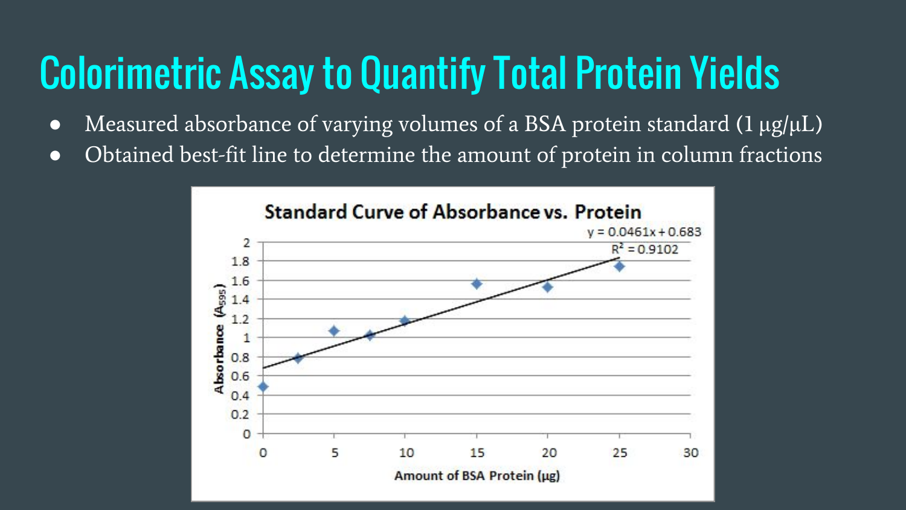# Colorimetric Assay to Quantify Total Protein Yields

- Measured absorbance of varying volumes of a BSA protein standard (1 μg/μL)
- Obtained best-fit line to determine the amount of protein in column fractions

**Standard Curve of Absorbance vs. Protein**

$y = 0.0461x + 0.683$

$R^2 = 0.9102$

Absorbance ($A_{595}$)

Amount of BSA Protein (μg)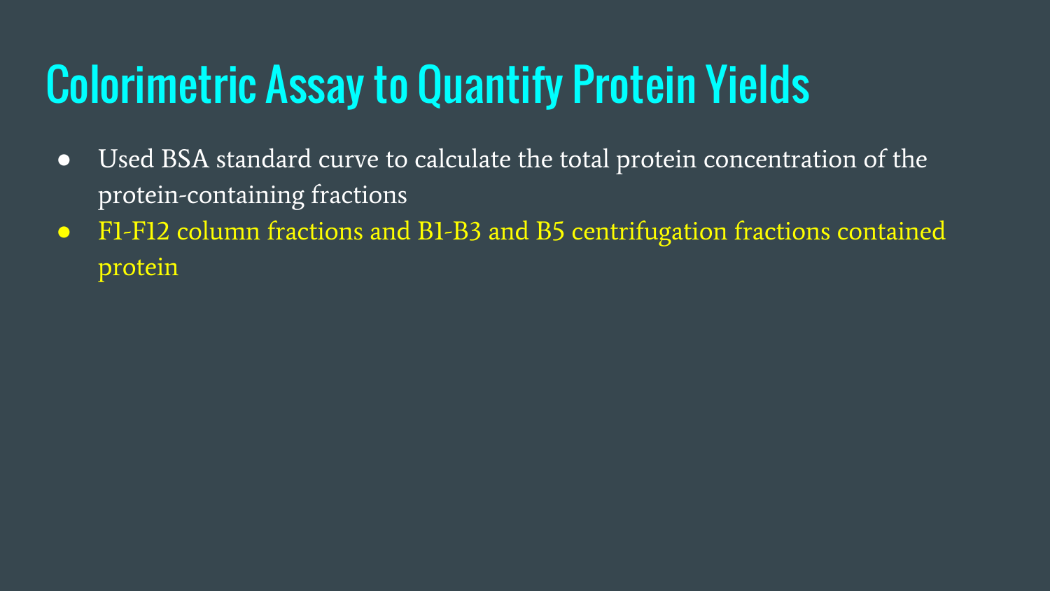# Colorimetric Assay to Quantify Protein Yields

- Used BSA standard curve to calculate the total protein concentration of the protein-containing fractions
- F1-F12 column fractions and B1-B3 and B5 centrifugation fractions contained protein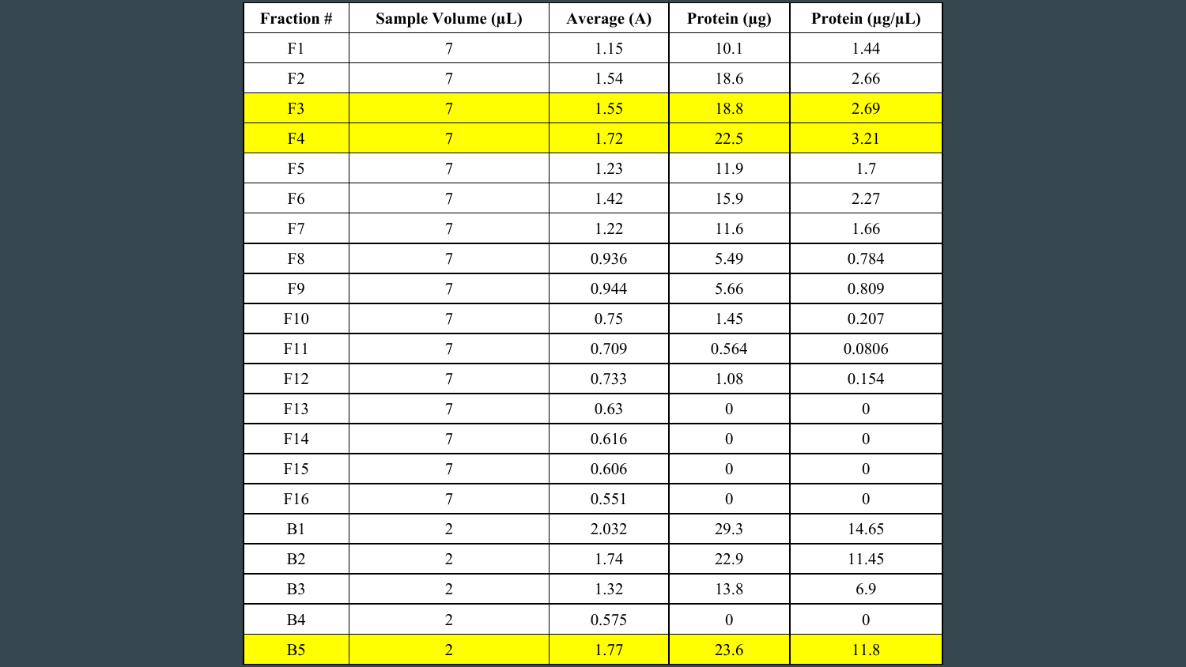| Fraction # | Sample Volume (μL) | Average (A) | Protein (μg) | Protein (μg/μL) |
|---|---|---|---|---|
| F1 | 7 | 1.15 | 10.1 | 1.44 |
| F2 | 7 | 1.54 | 18.6 | 2.66 |
| F3 | 7 | 1.55 | 18.8 | 2.69 |
| F4 | 7 | 1.72 | 22.5 | 3.21 |
| F5 | 7 | 1.23 | 11.9 | 1.7 |
| F6 | 7 | 1.42 | 15.9 | 2.27 |
| F7 | 7 | 1.22 | 11.6 | 1.66 |
| F8 | 7 | 0.936 | 5.49 | 0.784 |
| F9 | 7 | 0.944 | 5.66 | 0.809 |
| F10 | 7 | 0.75 | 1.45 | 0.207 |
| F11 | 7 | 0.709 | 0.564 | 0.0806 |
| F12 | 7 | 0.733 | 1.08 | 0.154 |
| F13 | 7 | 0.63 | 0 | 0 |
| F14 | 7 | 0.616 | 0 | 0 |
| F15 | 7 | 0.606 | 0 | 0 |
| F16 | 7 | 0.551 | 0 | 0 |
| B1 | 2 | 2.032 | 29.3 | 14.65 |
| B2 | 2 | 1.74 | 22.9 | 11.45 |
| B3 | 2 | 1.32 | 13.8 | 6.9 |
| B4 | 2 | 0.575 | 0 | 0 |
| B5 | 2 | 1.77 | 23.6 | 11.8 |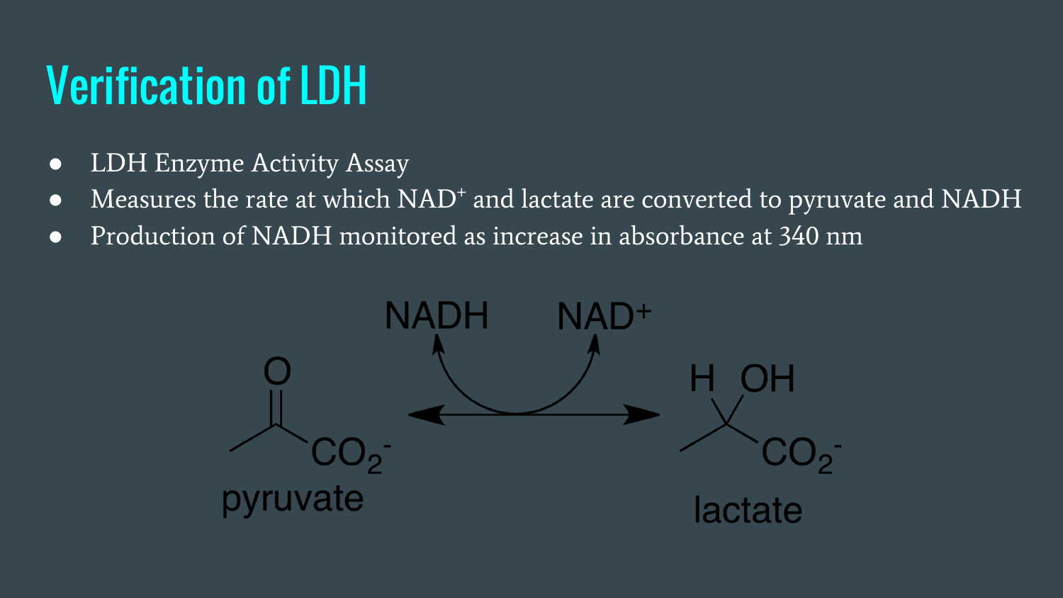# Verification of LDH

- LDH Enzyme Activity Assay
- Measures the rate at which $NAD^+$ and lactate are converted to pyruvate and NADH
- Production of NADH monitored as increase in absorbance at 340 nm

NADH NAD$^+$

pyruvate lactate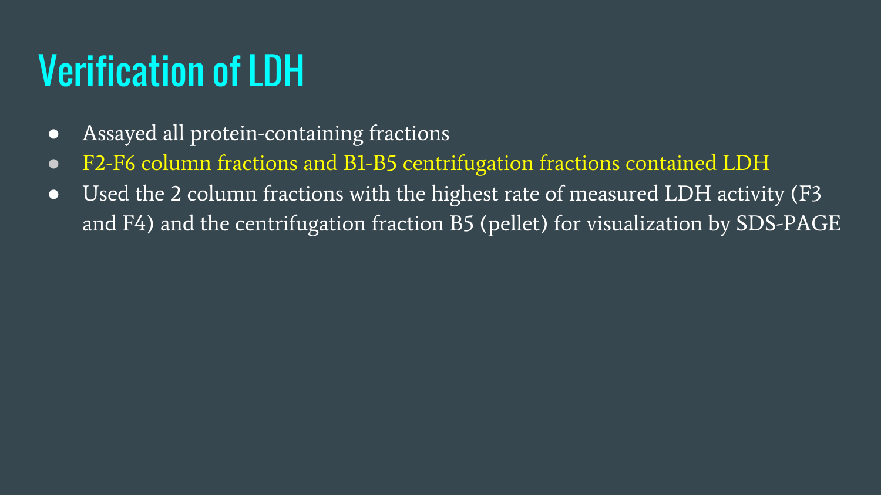# Verification of LDH

- Assayed all protein-containing fractions
- F2-F6 column fractions and B1-B5 centrifugation fractions contained LDH
- Used the 2 column fractions with the highest rate of measured LDH activity (F3 and F4) and the centrifugation fraction B5 (pellet) for visualization by SDS-PAGE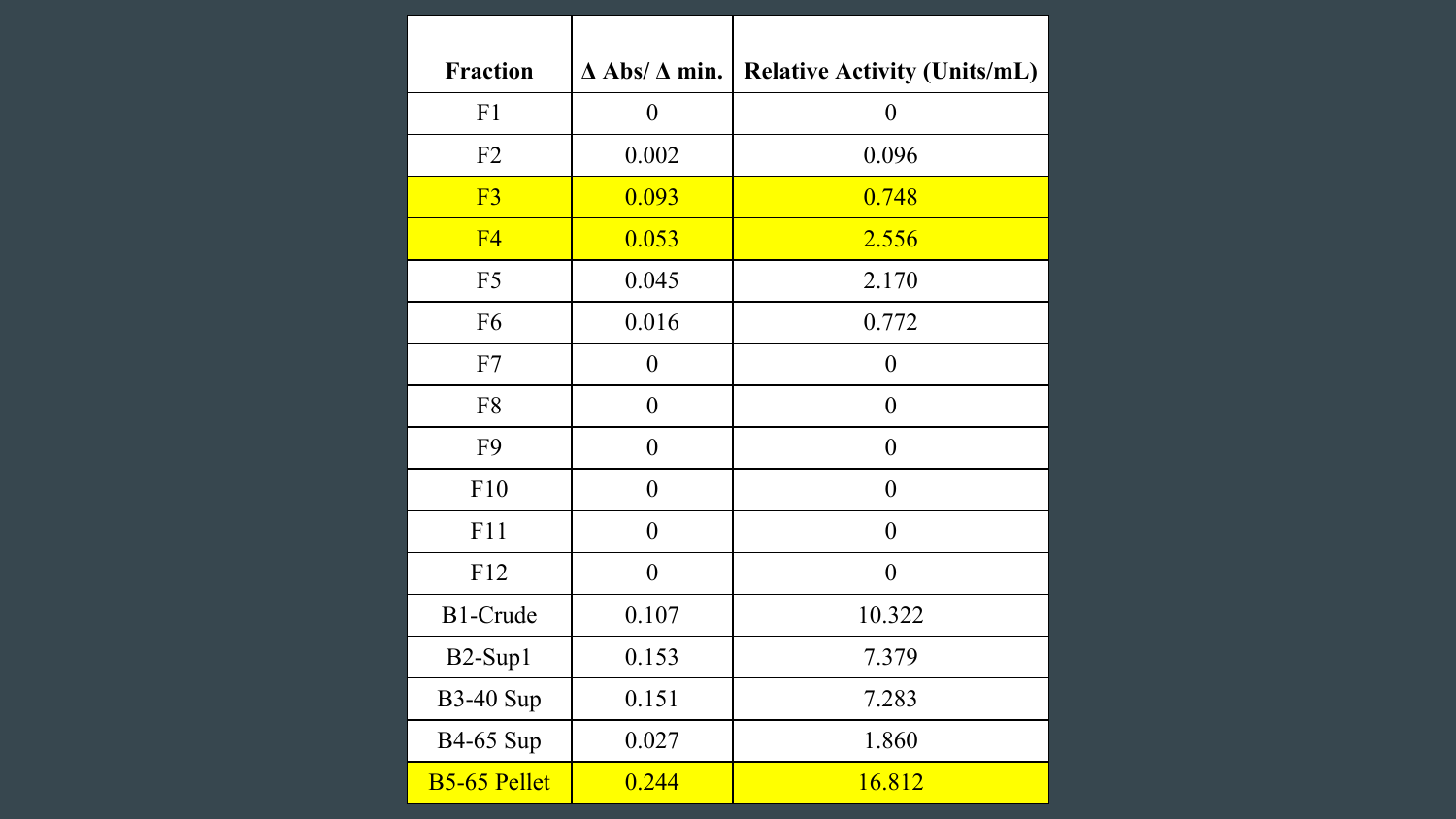| Fraction | Δ Abs/ Δ min. | Relative Activity (Units/mL) |
|---|---|---|
| F1 | 0 | 0 |
| F2 | 0.002 | 0.096 |
| F3 | 0.093 | 0.748 |
| F4 | 0.053 | 2.556 |
| F5 | 0.045 | 2.170 |
| F6 | 0.016 | 0.772 |
| F7 | 0 | 0 |
| F8 | 0 | 0 |
| F9 | 0 | 0 |
| F10 | 0 | 0 |
| F11 | 0 | 0 |
| F12 | 0 | 0 |
| B1-Crude | 0.107 | 10.322 |
| B2-Sup1 | 0.153 | 7.379 |
| B3-40 Sup | 0.151 | 7.283 |
| B4-65 Sup | 0.027 | 1.860 |
| B5-65 Pellet | 0.244 | 16.812 |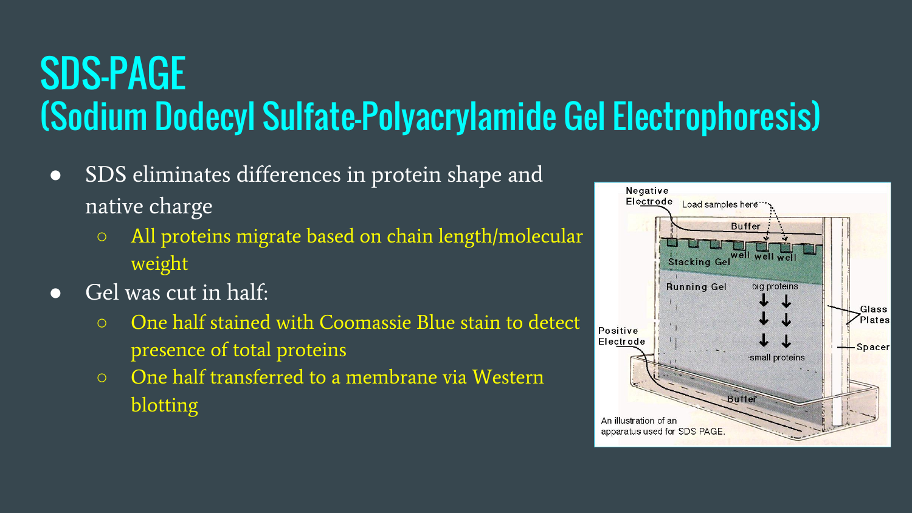# SDS-PAGE
## (Sodium Dodecyl Sulfate-Polyacrylamide Gel Electrophoresis)

- SDS eliminates differences in protein shape and native charge
  - All proteins migrate based on chain length/molecular weight
- Gel was cut in half:
  - One half stained with Coomassie Blue stain to detect presence of total proteins
  - One half transferred to a membrane via Western blotting

An illustration of an apparatus used for SDS PAGE.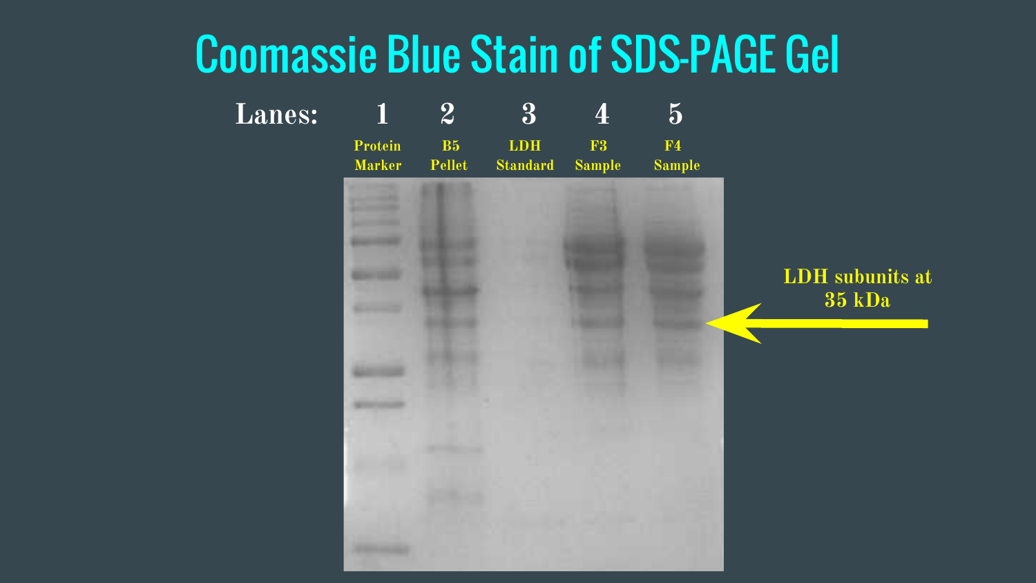# Coomassie Blue Stain of SDS-PAGE Gel

Lanes: 1 Protein Marker, 2 B5 Pellet, 3 LDH Standard, 4 F3 Sample, 5 F4 Sample

LDH subunits at 35 kDa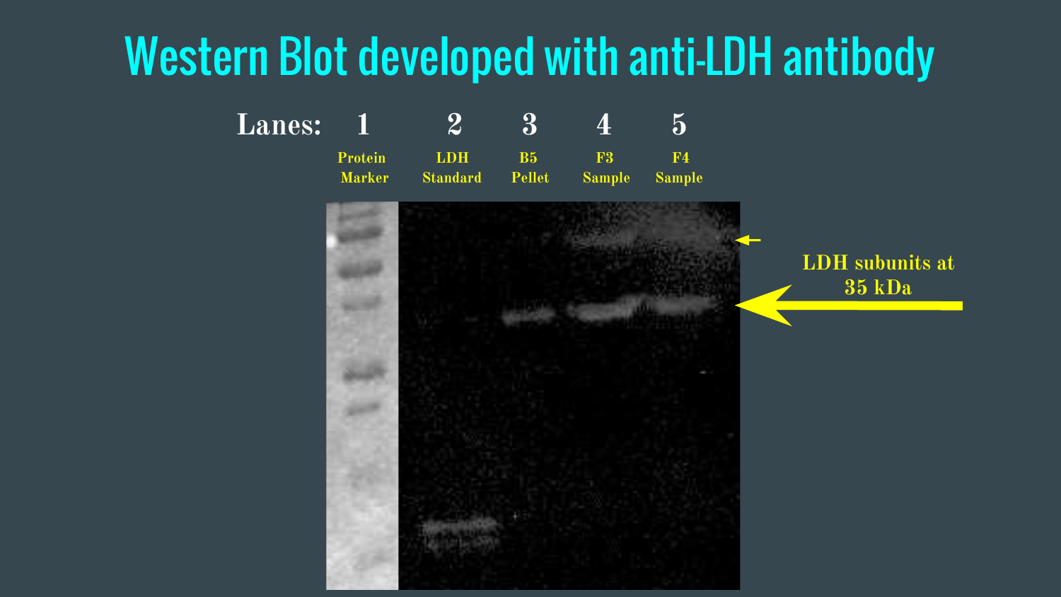# Western Blot developed with anti-LDH antibody

Lanes: 1 2 3 4 5

1. Protein Marker
2. LDH Standard
3. B5 Pellet
4. F3 Sample
5. F4 Sample

LDH subunits at 35 kDa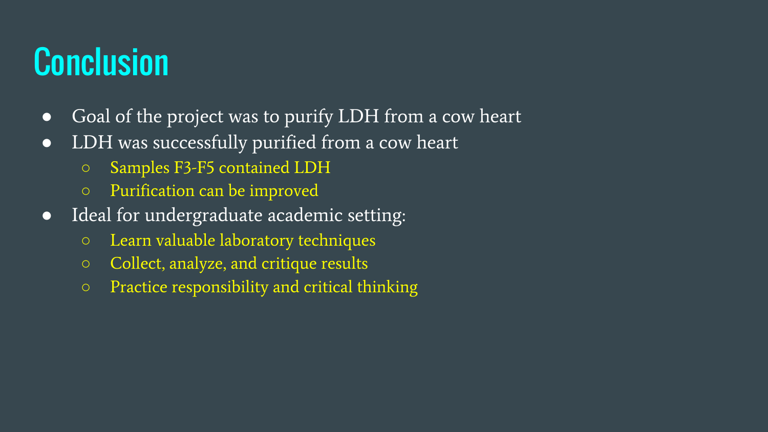# Conclusion

- Goal of the project was to purify LDH from a cow heart
- LDH was successfully purified from a cow heart
  - Samples F3-F5 contained LDH
  - Purification can be improved
- Ideal for undergraduate academic setting:
  - Learn valuable laboratory techniques
  - Collect, analyze, and critique results
  - Practice responsibility and critical thinking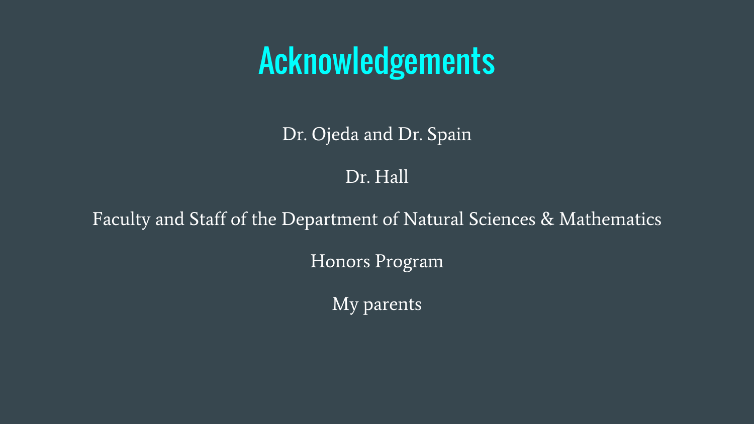# Acknowledgements

Dr. Ojeda and Dr. Spain

Dr. Hall

Faculty and Staff of the Department of Natural Sciences & Mathematics

Honors Program

My parents